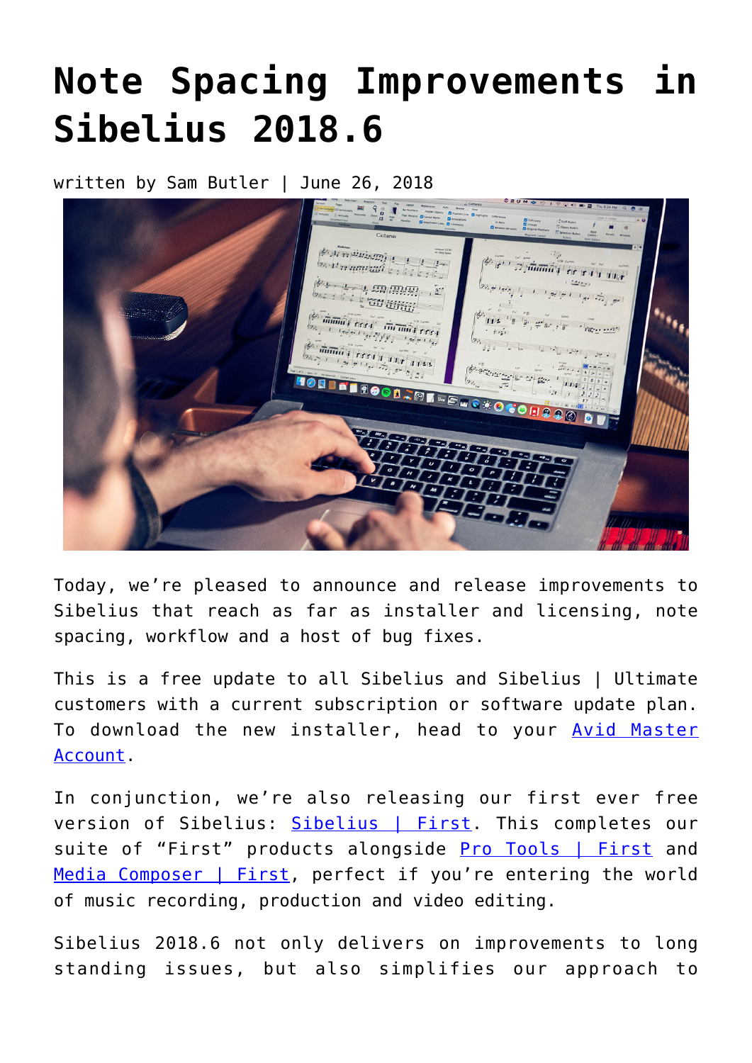# Note Spacing Improvements in Sibelius 2018.6

written by Sam Butler | June 26, 2018

Today, we're pleased to announce and release improvements to Sibelius that reach as far as installer and licensing, note spacing, workflow and a host of bug fixes.

This is a free update to all Sibelius and Sibelius | Ultimate customers with a current subscription or software update plan. To download the new installer, head to your [Avid Master Account](#).

In conjunction, we're also releasing our first ever free version of Sibelius: [Sibelius | First](#). This completes our suite of "First" products alongside [Pro Tools | First](#) and [Media Composer | First](#), perfect if you're entering the world of music recording, production and video editing.

Sibelius 2018.6 not only delivers on improvements to long standing issues, but also simplifies our approach to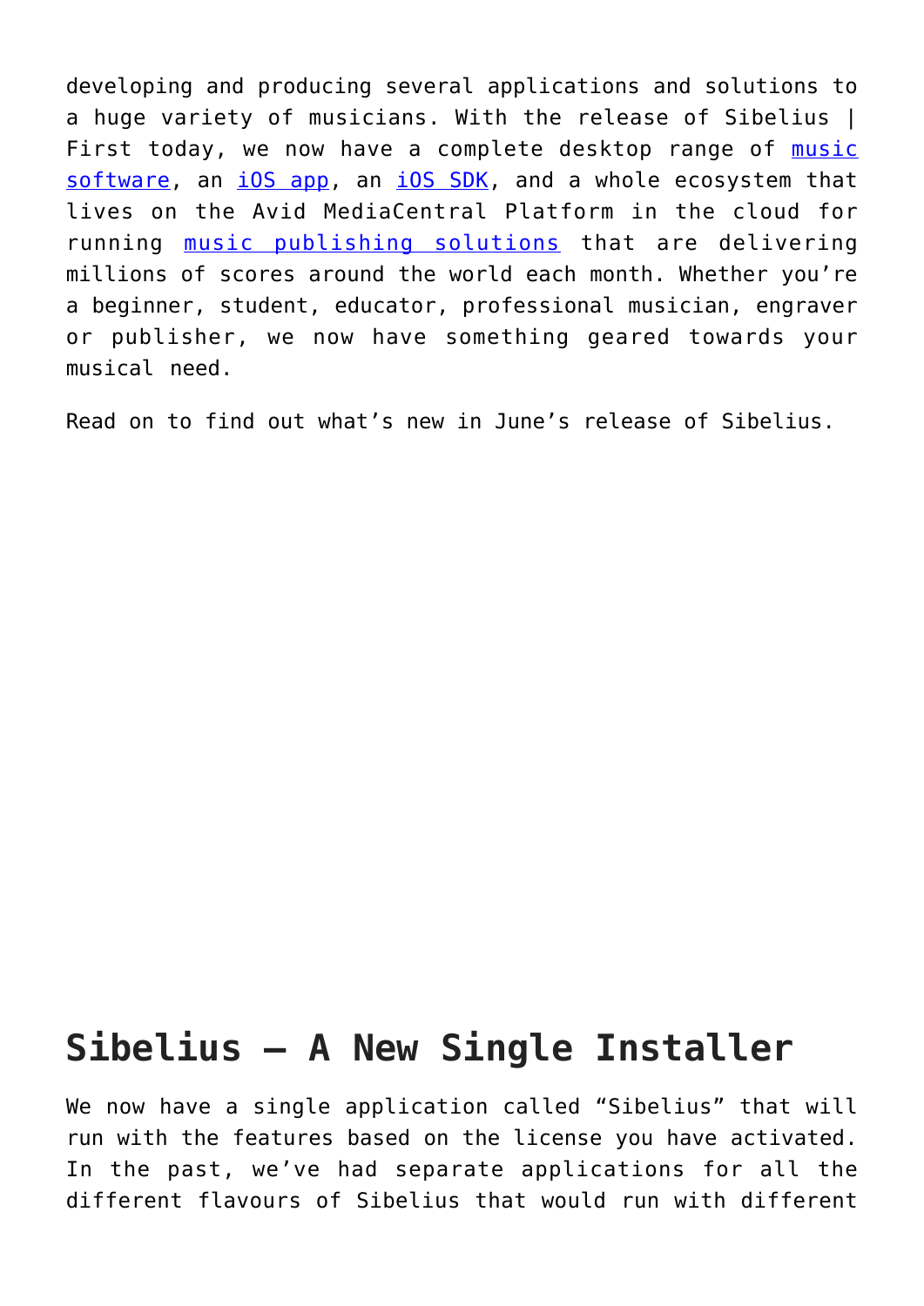developing and producing several applications and solutions to a huge variety of musicians. With the release of Sibelius | First today, we now have a complete desktop range of music software, an iOS app, an iOS SDK, and a whole ecosystem that lives on the Avid MediaCentral Platform in the cloud for running music publishing solutions that are delivering millions of scores around the world each month. Whether you're a beginner, student, educator, professional musician, engraver or publisher, we now have something geared towards your musical need.

Read on to find out what's new in June's release of Sibelius.

## Sibelius – A New Single Installer

We now have a single application called "Sibelius" that will run with the features based on the license you have activated. In the past, we've had separate applications for all the different flavours of Sibelius that would run with different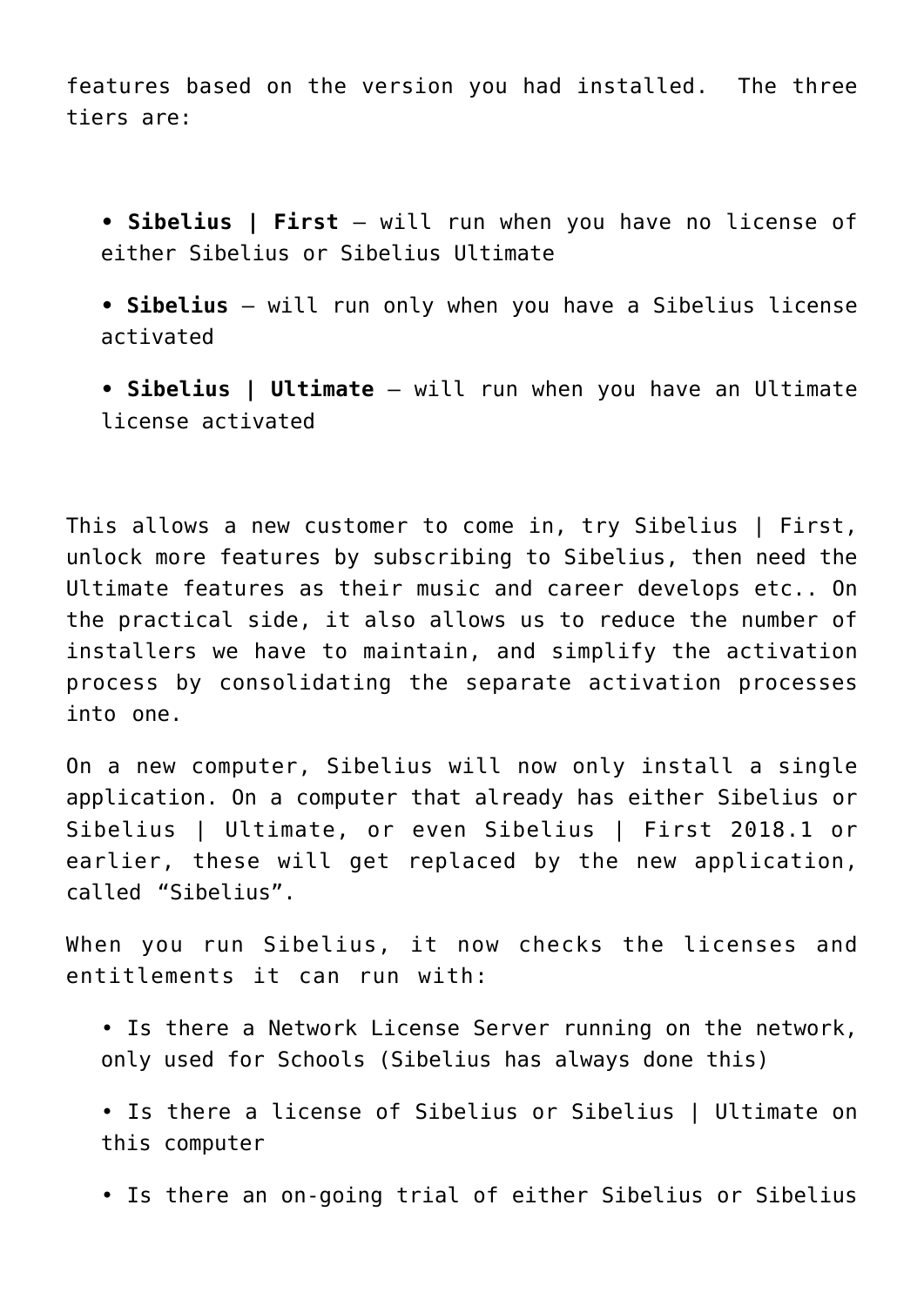features based on the version you had installed. The three tiers are:

- **Sibelius | First** – will run when you have no license of either Sibelius or Sibelius Ultimate
- **Sibelius** – will run only when you have a Sibelius license activated
- **Sibelius | Ultimate** – will run when you have an Ultimate license activated

This allows a new customer to come in, try Sibelius | First, unlock more features by subscribing to Sibelius, then need the Ultimate features as their music and career develops etc.. On the practical side, it also allows us to reduce the number of installers we have to maintain, and simplify the activation process by consolidating the separate activation processes into one.

On a new computer, Sibelius will now only install a single application. On a computer that already has either Sibelius or Sibelius | Ultimate, or even Sibelius | First 2018.1 or earlier, these will get replaced by the new application, called "Sibelius".

When you run Sibelius, it now checks the licenses and entitlements it can run with:

- Is there a Network License Server running on the network, only used for Schools (Sibelius has always done this)
- Is there a license of Sibelius or Sibelius | Ultimate on this computer
- Is there an on-going trial of either Sibelius or Sibelius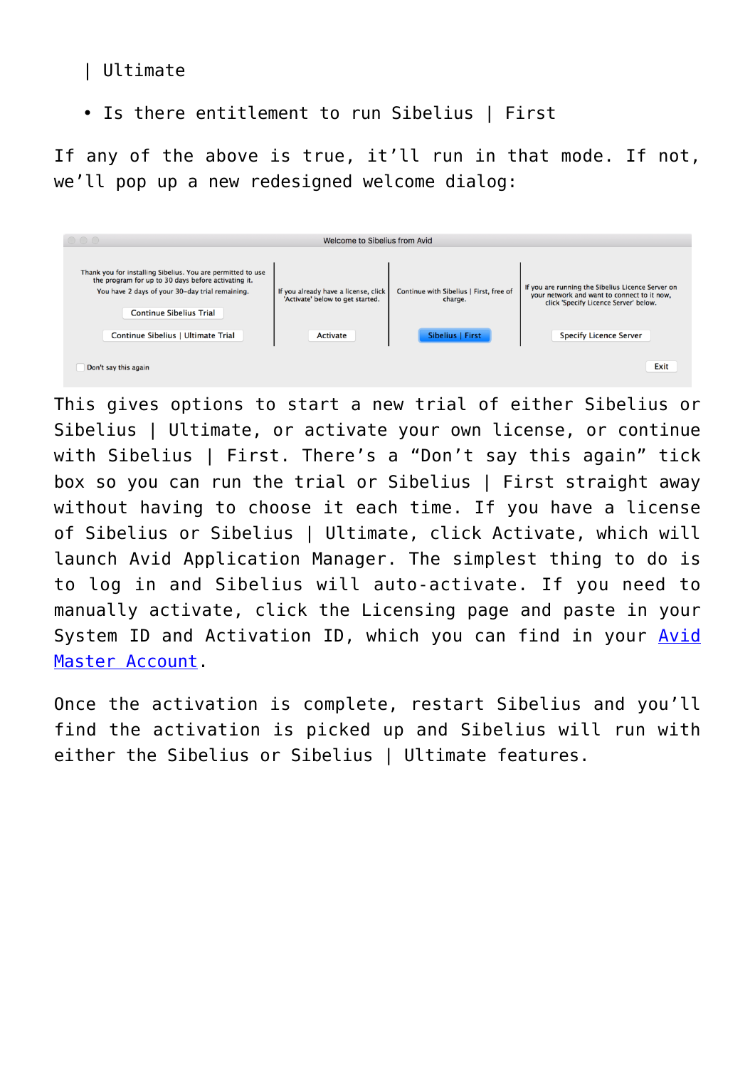| Ultimate

- Is there entitlement to run Sibelius | First

If any of the above is true, it'll run in that mode. If not, we'll pop up a new redesigned welcome dialog:

This gives options to start a new trial of either Sibelius or Sibelius | Ultimate, or activate your own license, or continue with Sibelius | First. There's a "Don't say this again" tick box so you can run the trial or Sibelius | First straight away without having to choose it each time. If you have a license of Sibelius or Sibelius | Ultimate, click Activate, which will launch Avid Application Manager. The simplest thing to do is to log in and Sibelius will auto-activate. If you need to manually activate, click the Licensing page and paste in your System ID and Activation ID, which you can find in your Avid Master Account.

Once the activation is complete, restart Sibelius and you'll find the activation is picked up and Sibelius will run with either the Sibelius or Sibelius | Ultimate features.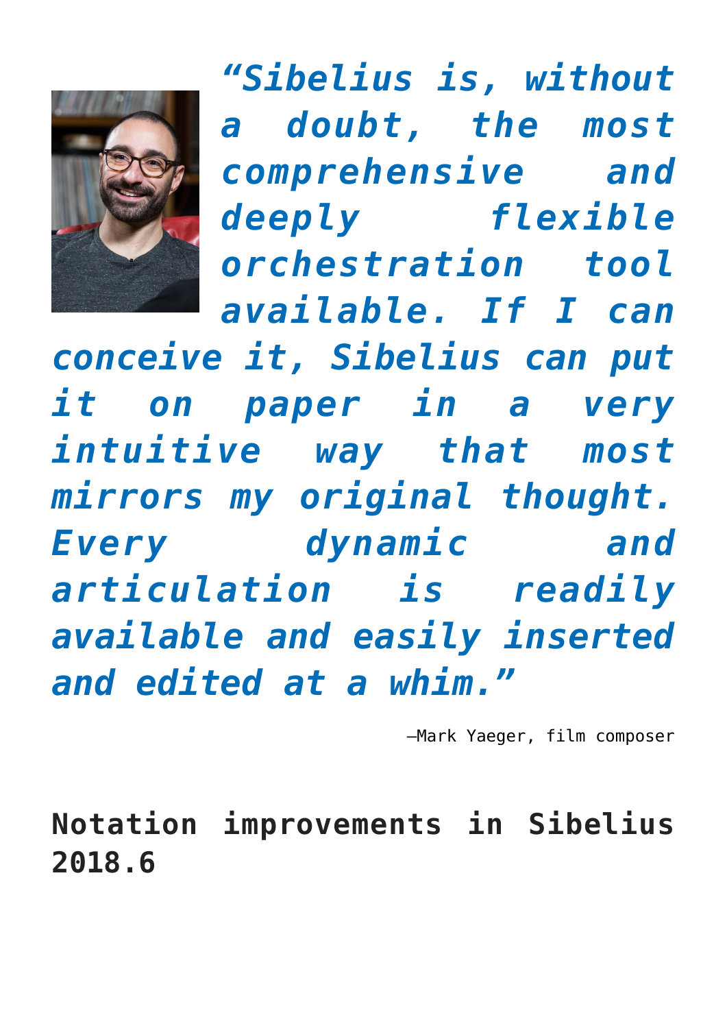*"Sibelius is, without a doubt, the most comprehensive and deeply flexible orchestration tool available. If I can conceive it, Sibelius can put it on paper in a very intuitive way that most mirrors my original thought. Every dynamic and articulation is readily available and easily inserted and edited at a whim."*

—Mark Yaeger, film composer

## Notation improvements in Sibelius 2018.6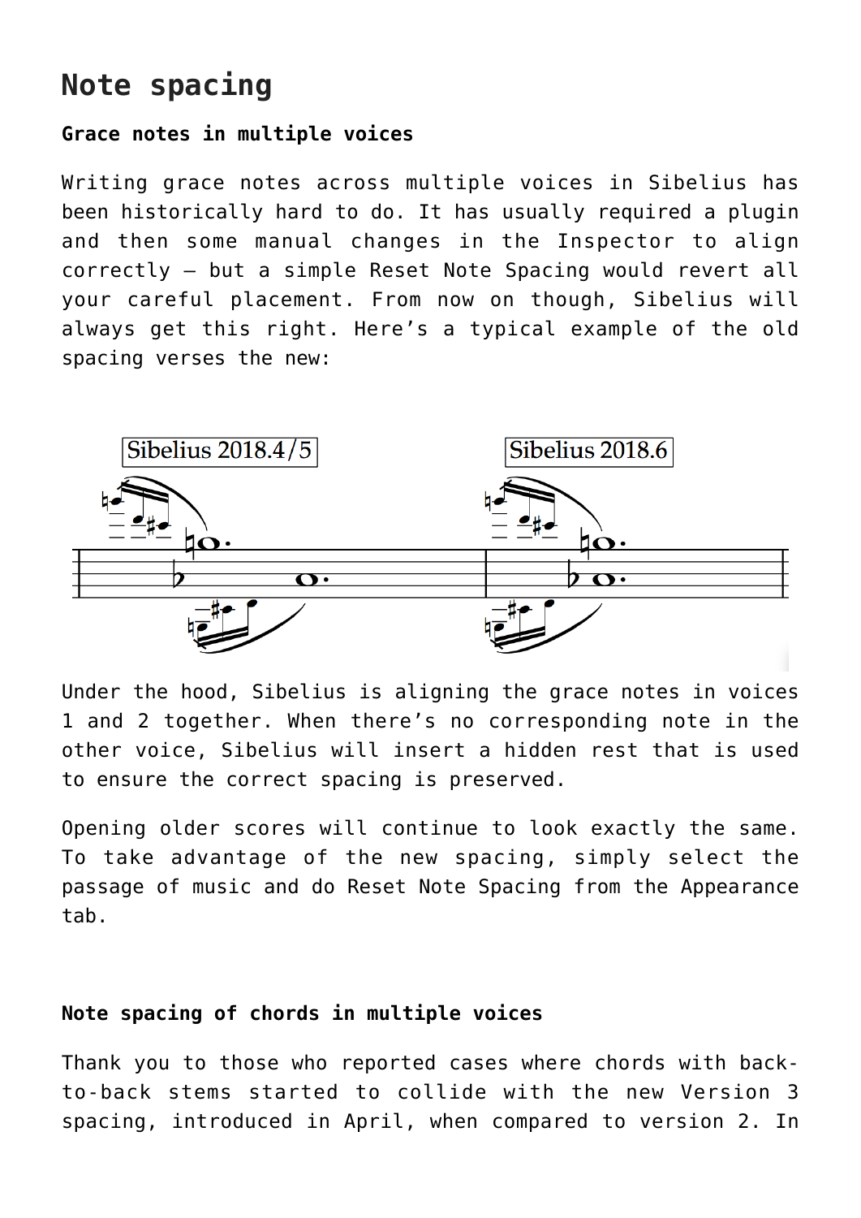# Note spacing

**Grace notes in multiple voices**

Writing grace notes across multiple voices in Sibelius has been historically hard to do. It has usually required a plugin and then some manual changes in the Inspector to align correctly – but a simple Reset Note Spacing would revert all your careful placement. From now on though, Sibelius will always get this right. Here's a typical example of the old spacing verses the new:

Sibelius 2018.4/5

Sibelius 2018.6

Under the hood, Sibelius is aligning the grace notes in voices 1 and 2 together. When there's no corresponding note in the other voice, Sibelius will insert a hidden rest that is used to ensure the correct spacing is preserved.

Opening older scores will continue to look exactly the same. To take advantage of the new spacing, simply select the passage of music and do Reset Note Spacing from the Appearance tab.

**Note spacing of chords in multiple voices**

Thank you to those who reported cases where chords with back-to-back stems started to collide with the new Version 3 spacing, introduced in April, when compared to version 2. In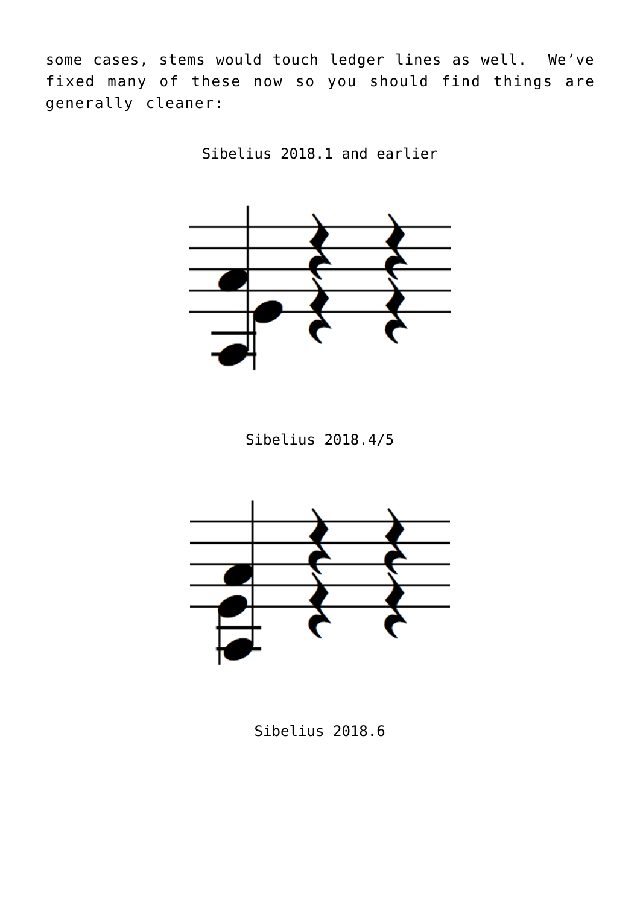some cases, stems would touch ledger lines as well. We've fixed many of these now so you should find things are generally cleaner:

Sibelius 2018.1 and earlier

Sibelius 2018.4/5

Sibelius 2018.6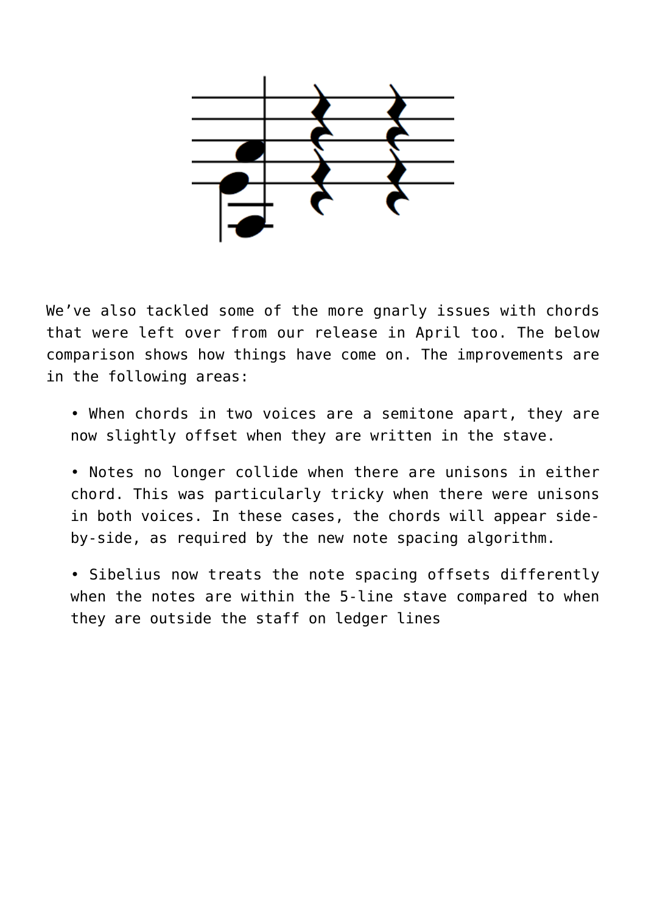We’ve also tackled some of the more gnarly issues with chords that were left over from our release in April too. The below comparison shows how things have come on. The improvements are in the following areas:

- When chords in two voices are a semitone apart, they are now slightly offset when they are written in the stave.
- Notes no longer collide when there are unisons in either chord. This was particularly tricky when there were unisons in both voices. In these cases, the chords will appear side-by-side, as required by the new note spacing algorithm.
- Sibelius now treats the note spacing offsets differently when the notes are within the 5-line stave compared to when they are outside the staff on ledger lines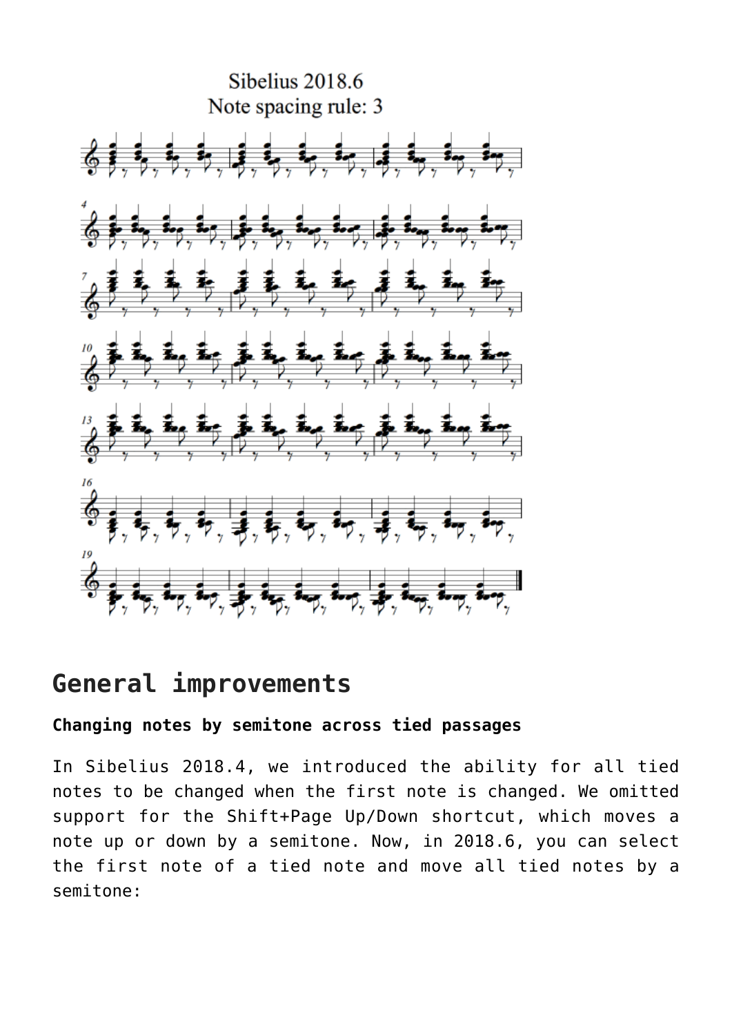Sibelius 2018.6
Note spacing rule: 3

## General improvements

### Changing notes by semitone across tied passages

In Sibelius 2018.4, we introduced the ability for all tied notes to be changed when the first note is changed. We omitted support for the Shift+Page Up/Down shortcut, which moves a note up or down by a semitone. Now, in 2018.6, you can select the first note of a tied note and move all tied notes by a semitone: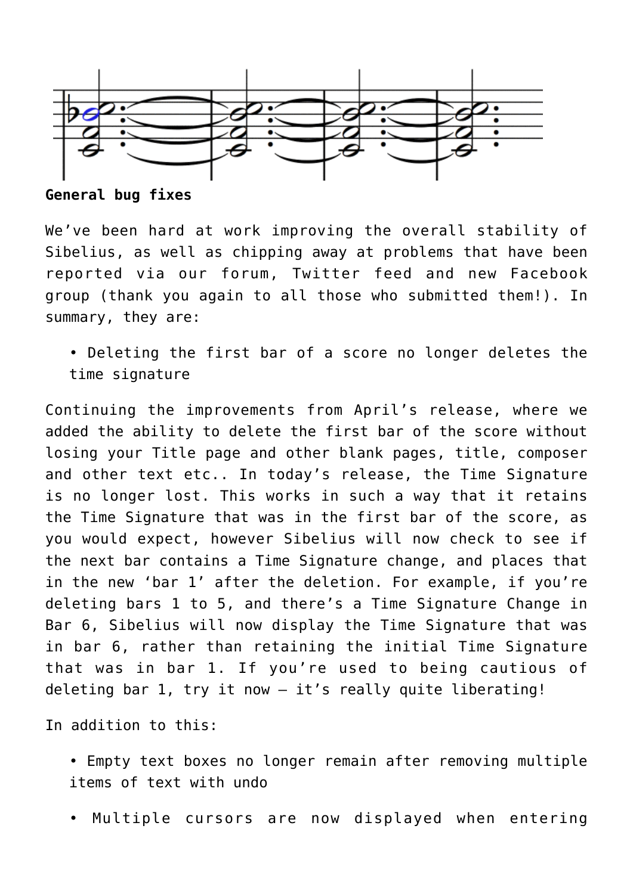**General bug fixes**

We've been hard at work improving the overall stability of Sibelius, as well as chipping away at problems that have been reported via our forum, Twitter feed and new Facebook group (thank you again to all those who submitted them!). In summary, they are:

- Deleting the first bar of a score no longer deletes the time signature

Continuing the improvements from April's release, where we added the ability to delete the first bar of the score without losing your Title page and other blank pages, title, composer and other text etc.. In today's release, the Time Signature is no longer lost. This works in such a way that it retains the Time Signature that was in the first bar of the score, as you would expect, however Sibelius will now check to see if the next bar contains a Time Signature change, and places that in the new 'bar 1' after the deletion. For example, if you're deleting bars 1 to 5, and there's a Time Signature Change in Bar 6, Sibelius will now display the Time Signature that was in bar 6, rather than retaining the initial Time Signature that was in bar 1. If you're used to being cautious of deleting bar 1, try it now – it's really quite liberating!

In addition to this:

- Empty text boxes no longer remain after removing multiple items of text with undo
- Multiple cursors are now displayed when entering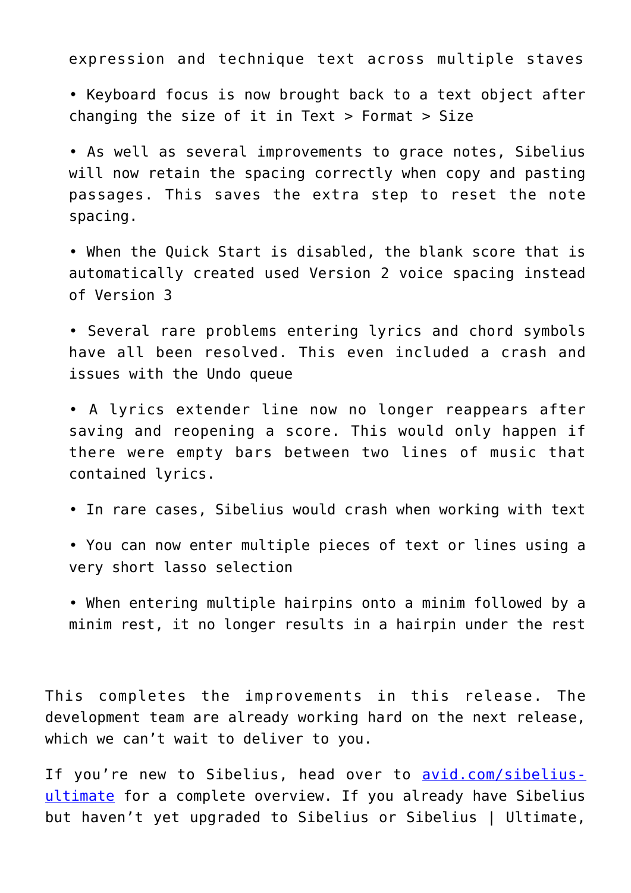expression and technique text across multiple staves

- Keyboard focus is now brought back to a text object after changing the size of it in Text > Format > Size
- As well as several improvements to grace notes, Sibelius will now retain the spacing correctly when copy and pasting passages. This saves the extra step to reset the note spacing.
- When the Quick Start is disabled, the blank score that is automatically created used Version 2 voice spacing instead of Version 3
- Several rare problems entering lyrics and chord symbols have all been resolved. This even included a crash and issues with the Undo queue
- A lyrics extender line now no longer reappears after saving and reopening a score. This would only happen if there were empty bars between two lines of music that contained lyrics.
- In rare cases, Sibelius would crash when working with text
- You can now enter multiple pieces of text or lines using a very short lasso selection
- When entering multiple hairpins onto a minim followed by a minim rest, it no longer results in a hairpin under the rest

This completes the improvements in this release. The development team are already working hard on the next release, which we can't wait to deliver to you.

If you're new to Sibelius, head over to [avid.com/sibelius-ultimate](avid.com/sibelius-ultimate) for a complete overview. If you already have Sibelius but haven't yet upgraded to Sibelius or Sibelius | Ultimate,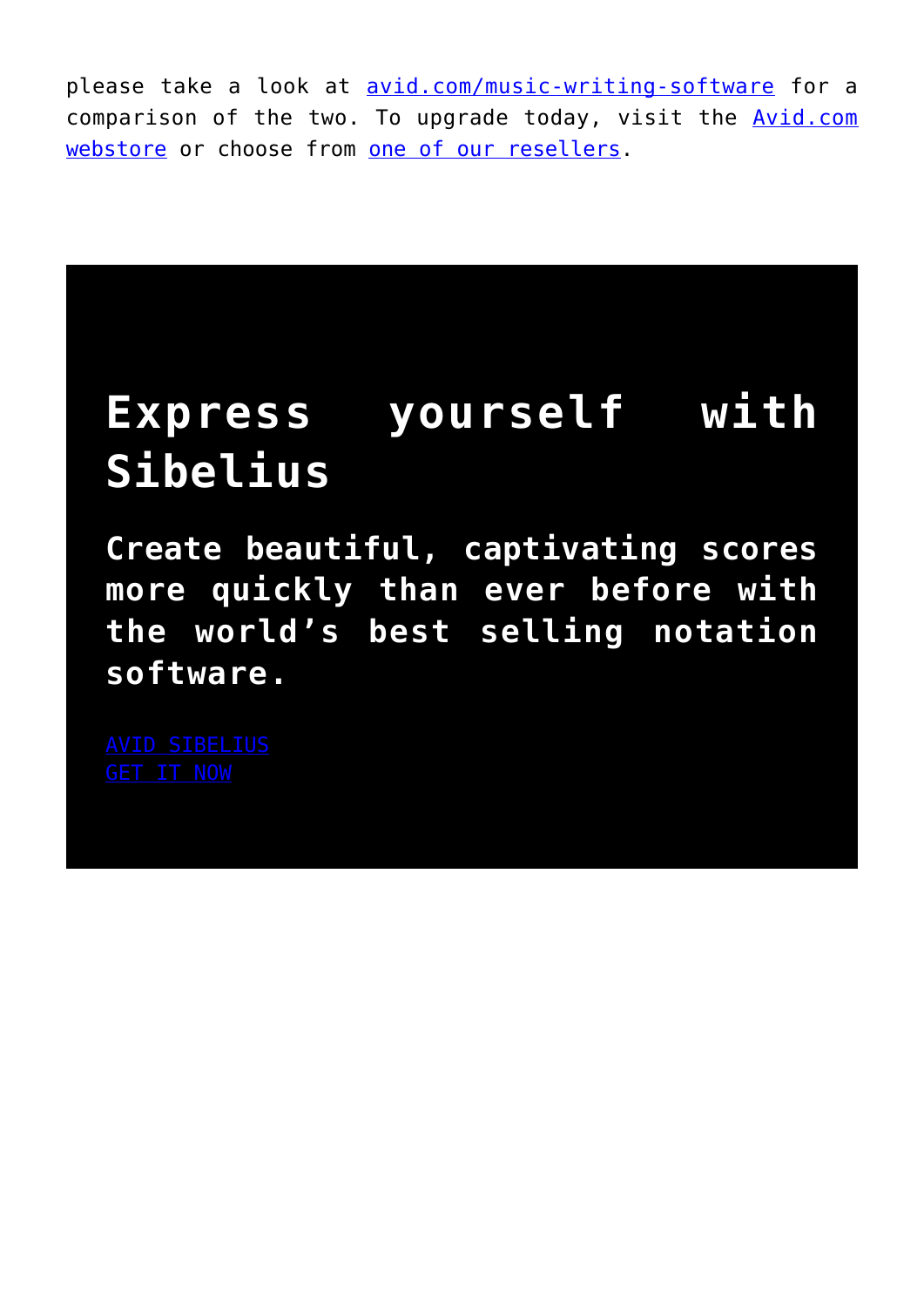please take a look at [avid.com/music-writing-software]() for a comparison of the two. To upgrade today, visit the [Avid.com webstore]() or choose from [one of our resellers]().

# Express yourself with Sibelius

## Create beautiful, captivating scores more quickly than ever before with the world's best selling notation software.

[AVID SIBELIUS]()
[GET IT NOW]()